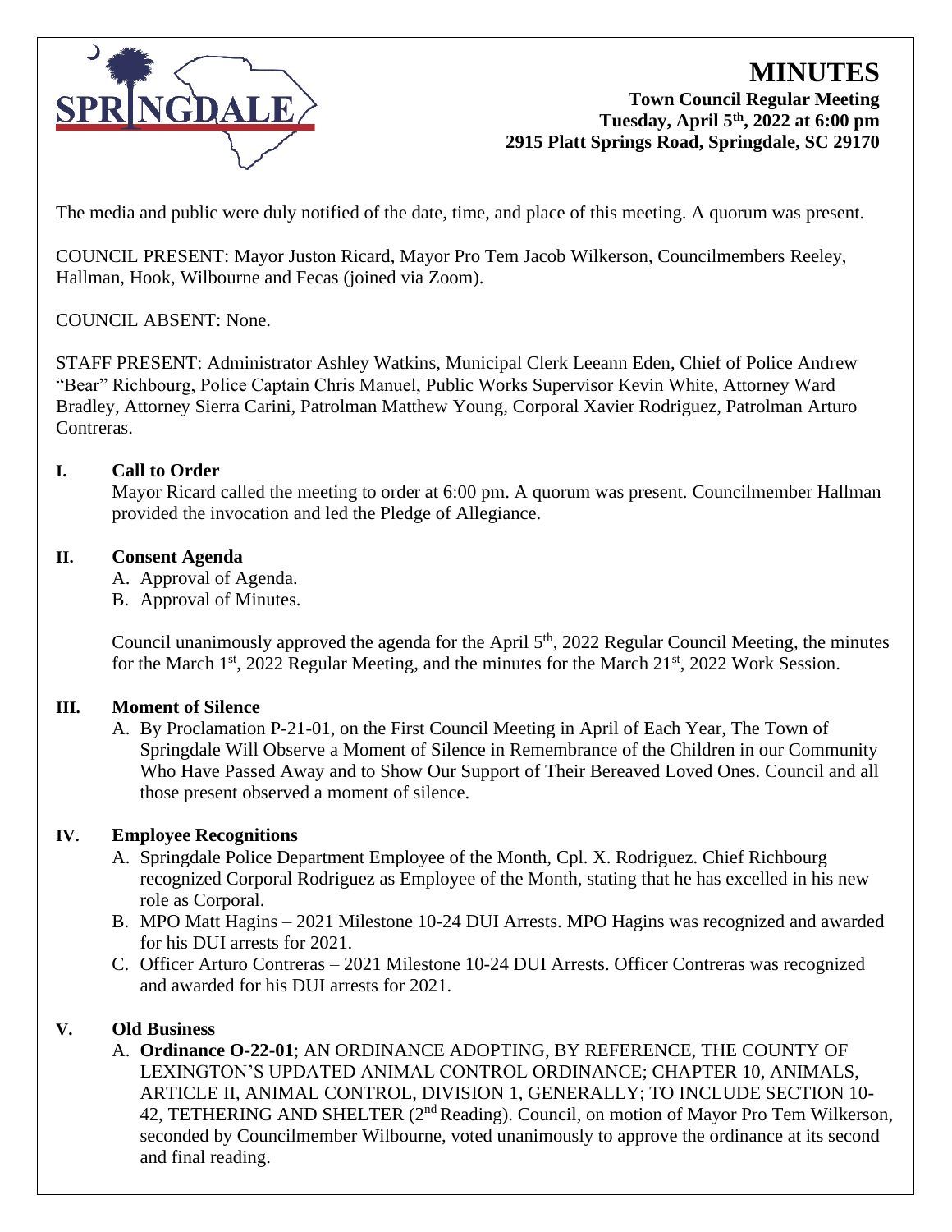# MINUTES

**Town Council Regular Meeting**
**Tuesday, April 5th, 2022 at 6:00 pm**
**2915 Platt Springs Road, Springdale, SC 29170**

The media and public were duly notified of the date, time, and place of this meeting. A quorum was present.

COUNCIL PRESENT: Mayor Juston Ricard, Mayor Pro Tem Jacob Wilkerson, Councilmembers Reeley, Hallman, Hook, Wilbourne and Fecas (joined via Zoom).

COUNCIL ABSENT: None.

STAFF PRESENT: Administrator Ashley Watkins, Municipal Clerk Leeann Eden, Chief of Police Andrew "Bear" Richbourg, Police Captain Chris Manuel, Public Works Supervisor Kevin White, Attorney Ward Bradley, Attorney Sierra Carini, Patrolman Matthew Young, Corporal Xavier Rodriguez, Patrolman Arturo Contreras.

## I. Call to Order

Mayor Ricard called the meeting to order at 6:00 pm. A quorum was present. Councilmember Hallman provided the invocation and led the Pledge of Allegiance.

## II. Consent Agenda

A. Approval of Agenda.
B. Approval of Minutes.

Council unanimously approved the agenda for the April 5th, 2022 Regular Council Meeting, the minutes for the March 1st, 2022 Regular Meeting, and the minutes for the March 21st, 2022 Work Session.

## III. Moment of Silence

A. By Proclamation P-21-01, on the First Council Meeting in April of Each Year, The Town of Springdale Will Observe a Moment of Silence in Remembrance of the Children in our Community Who Have Passed Away and to Show Our Support of Their Bereaved Loved Ones. Council and all those present observed a moment of silence.

## IV. Employee Recognitions

A. Springdale Police Department Employee of the Month, Cpl. X. Rodriguez. Chief Richbourg recognized Corporal Rodriguez as Employee of the Month, stating that he has excelled in his new role as Corporal.
B. MPO Matt Hagins – 2021 Milestone 10-24 DUI Arrests. MPO Hagins was recognized and awarded for his DUI arrests for 2021.
C. Officer Arturo Contreras – 2021 Milestone 10-24 DUI Arrests. Officer Contreras was recognized and awarded for his DUI arrests for 2021.

## V. Old Business

A. **Ordinance O-22-01**; AN ORDINANCE ADOPTING, BY REFERENCE, THE COUNTY OF LEXINGTON'S UPDATED ANIMAL CONTROL ORDINANCE; CHAPTER 10, ANIMALS, ARTICLE II, ANIMAL CONTROL, DIVISION 1, GENERALLY; TO INCLUDE SECTION 10-42, TETHERING AND SHELTER (2nd Reading). Council, on motion of Mayor Pro Tem Wilkerson, seconded by Councilmember Wilbourne, voted unanimously to approve the ordinance at its second and final reading.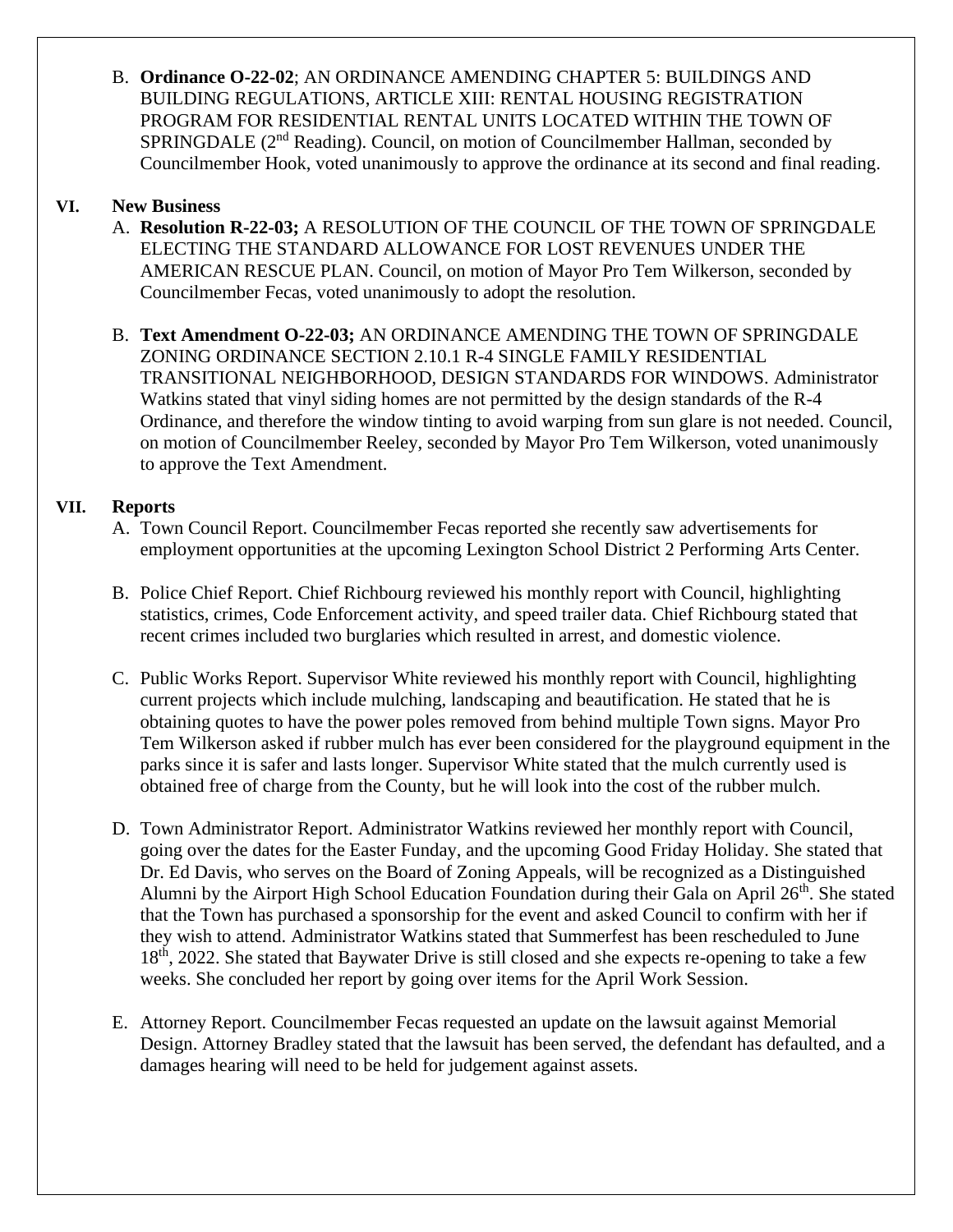B. **Ordinance O-22-02**; AN ORDINANCE AMENDING CHAPTER 5: BUILDINGS AND BUILDING REGULATIONS, ARTICLE XIII: RENTAL HOUSING REGISTRATION PROGRAM FOR RESIDENTIAL RENTAL UNITS LOCATED WITHIN THE TOWN OF SPRINGDALE (2nd Reading). Council, on motion of Councilmember Hallman, seconded by Councilmember Hook, voted unanimously to approve the ordinance at its second and final reading.

## VI. New Business

A. **Resolution R-22-03;** A RESOLUTION OF THE COUNCIL OF THE TOWN OF SPRINGDALE ELECTING THE STANDARD ALLOWANCE FOR LOST REVENUES UNDER THE AMERICAN RESCUE PLAN. Council, on motion of Mayor Pro Tem Wilkerson, seconded by Councilmember Fecas, voted unanimously to adopt the resolution.

B. **Text Amendment O-22-03;** AN ORDINANCE AMENDING THE TOWN OF SPRINGDALE ZONING ORDINANCE SECTION 2.10.1 R-4 SINGLE FAMILY RESIDENTIAL TRANSITIONAL NEIGHBORHOOD, DESIGN STANDARDS FOR WINDOWS. Administrator Watkins stated that vinyl siding homes are not permitted by the design standards of the R-4 Ordinance, and therefore the window tinting to avoid warping from sun glare is not needed. Council, on motion of Councilmember Reeley, seconded by Mayor Pro Tem Wilkerson, voted unanimously to approve the Text Amendment.

## VII. Reports

A. Town Council Report. Councilmember Fecas reported she recently saw advertisements for employment opportunities at the upcoming Lexington School District 2 Performing Arts Center.

B. Police Chief Report. Chief Richbourg reviewed his monthly report with Council, highlighting statistics, crimes, Code Enforcement activity, and speed trailer data. Chief Richbourg stated that recent crimes included two burglaries which resulted in arrest, and domestic violence.

C. Public Works Report. Supervisor White reviewed his monthly report with Council, highlighting current projects which include mulching, landscaping and beautification. He stated that he is obtaining quotes to have the power poles removed from behind multiple Town signs. Mayor Pro Tem Wilkerson asked if rubber mulch has ever been considered for the playground equipment in the parks since it is safer and lasts longer. Supervisor White stated that the mulch currently used is obtained free of charge from the County, but he will look into the cost of the rubber mulch.

D. Town Administrator Report. Administrator Watkins reviewed her monthly report with Council, going over the dates for the Easter Funday, and the upcoming Good Friday Holiday. She stated that Dr. Ed Davis, who serves on the Board of Zoning Appeals, will be recognized as a Distinguished Alumni by the Airport High School Education Foundation during their Gala on April 26th. She stated that the Town has purchased a sponsorship for the event and asked Council to confirm with her if they wish to attend. Administrator Watkins stated that Summerfest has been rescheduled to June 18th, 2022. She stated that Baywater Drive is still closed and she expects re-opening to take a few weeks. She concluded her report by going over items for the April Work Session.

E. Attorney Report. Councilmember Fecas requested an update on the lawsuit against Memorial Design. Attorney Bradley stated that the lawsuit has been served, the defendant has defaulted, and a damages hearing will need to be held for judgement against assets.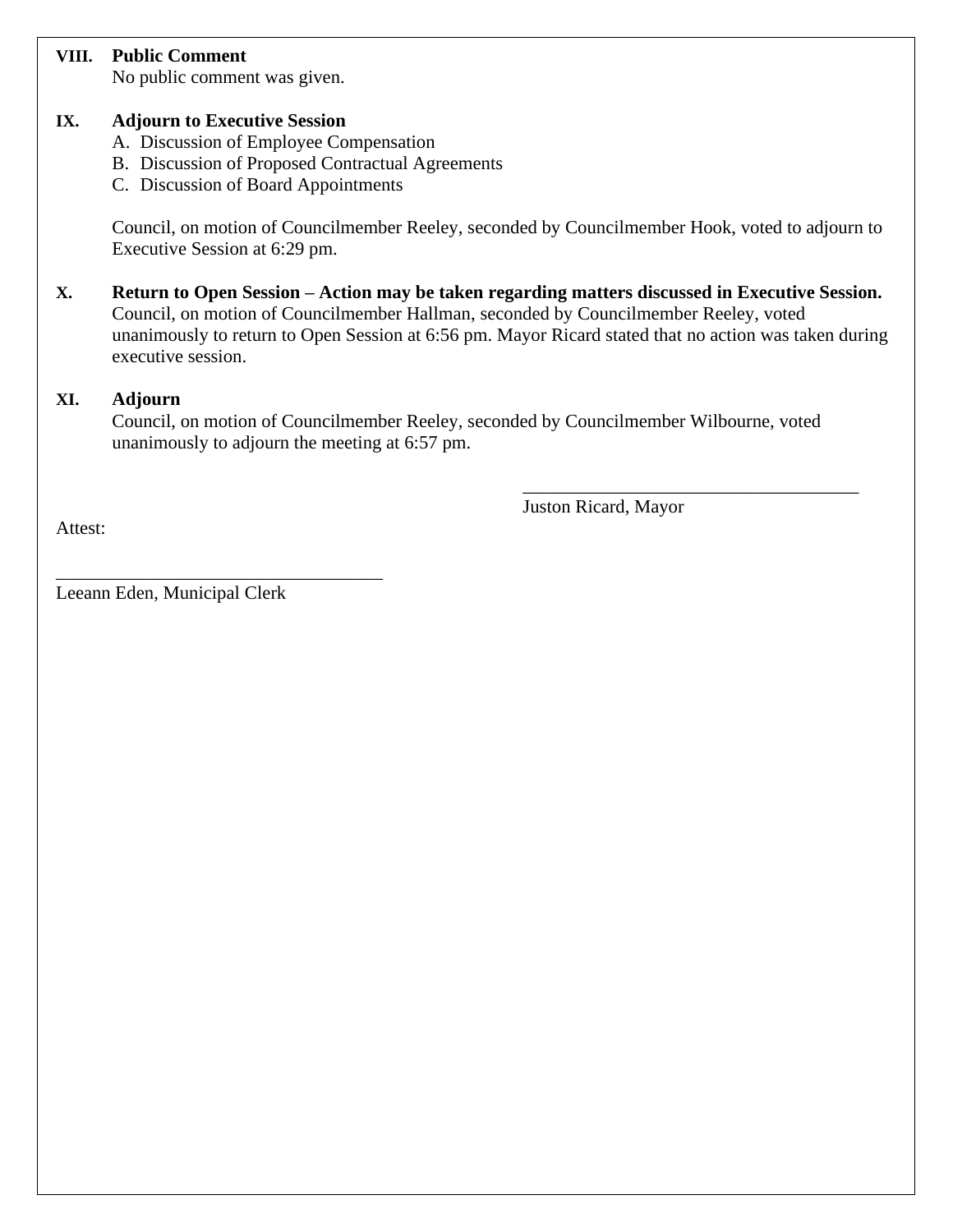**VIII. Public Comment**

No public comment was given.

**IX. Adjourn to Executive Session**

A. Discussion of Employee Compensation
B. Discussion of Proposed Contractual Agreements
C. Discussion of Board Appointments

Council, on motion of Councilmember Reeley, seconded by Councilmember Hook, voted to adjourn to Executive Session at 6:29 pm.

**X. Return to Open Session – Action may be taken regarding matters discussed in Executive Session.**

Council, on motion of Councilmember Hallman, seconded by Councilmember Reeley, voted unanimously to return to Open Session at 6:56 pm. Mayor Ricard stated that no action was taken during executive session.

**XI. Adjourn**

Council, on motion of Councilmember Reeley, seconded by Councilmember Wilbourne, voted unanimously to adjourn the meeting at 6:57 pm.

\_\_\_\_\_\_\_\_\_\_\_\_\_\_\_\_\_\_\_\_\_\_\_\_\_\_\_\_\_\_\_\_\_\_\_\_
Juston Ricard, Mayor

Attest:

\_\_\_\_\_\_\_\_\_\_\_\_\_\_\_\_\_\_\_\_\_\_\_\_\_\_\_\_\_\_\_\_\_\_\_\_
Leeann Eden, Municipal Clerk